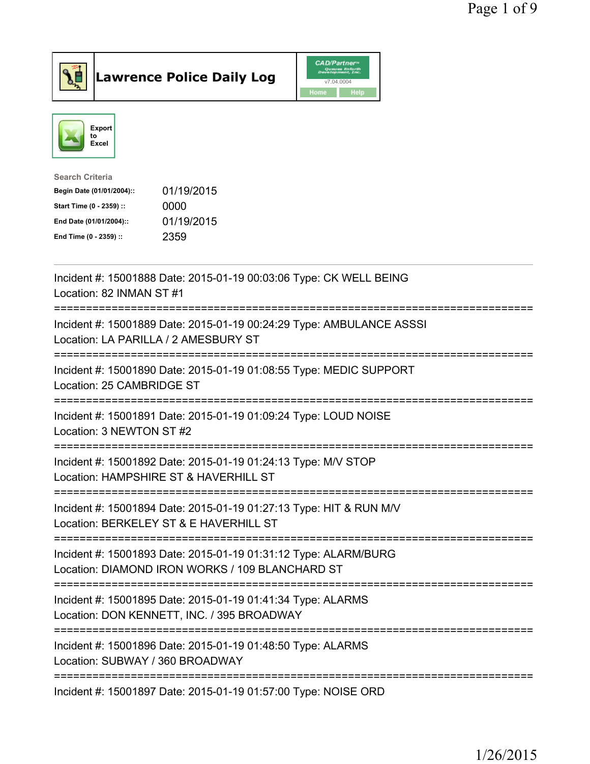# Lawrence Police Daily Log

CAD/Partner v7.04.0004

Home | Help

Export to Excel

**Search Criteria**

| | |
|---|---|
| **Begin Date (01/01/2004)::** | 01/19/2015 |
| **Start Time (0 - 2359) ::** | 0000 |
| **End Date (01/01/2004)::** | 01/19/2015 |
| **End Time (0 - 2359) ::** | 2359 |

---

Incident #: 15001888 Date: 2015-01-19 00:03:06 Type: CK WELL BEING
Location: 82 INMAN ST #1

===========================================================================

Incident #: 15001889 Date: 2015-01-19 00:24:29 Type: AMBULANCE ASSSI
Location: LA PARILLA / 2 AMESBURY ST

===========================================================================

Incident #: 15001890 Date: 2015-01-19 01:08:55 Type: MEDIC SUPPORT
Location: 25 CAMBRIDGE ST

===========================================================================

Incident #: 15001891 Date: 2015-01-19 01:09:24 Type: LOUD NOISE
Location: 3 NEWTON ST #2

===========================================================================

Incident #: 15001892 Date: 2015-01-19 01:24:13 Type: M/V STOP
Location: HAMPSHIRE ST & HAVERHILL ST

===========================================================================

Incident #: 15001894 Date: 2015-01-19 01:27:13 Type: HIT & RUN M/V
Location: BERKELEY ST & E HAVERHILL ST

===========================================================================

Incident #: 15001893 Date: 2015-01-19 01:31:12 Type: ALARM/BURG
Location: DIAMOND IRON WORKS / 109 BLANCHARD ST

===========================================================================

Incident #: 15001895 Date: 2015-01-19 01:41:34 Type: ALARMS
Location: DON KENNETT, INC. / 395 BROADWAY

===========================================================================

Incident #: 15001896 Date: 2015-01-19 01:48:50 Type: ALARMS
Location: SUBWAY / 360 BROADWAY

===========================================================================

Incident #: 15001897 Date: 2015-01-19 01:57:00 Type: NOISE ORD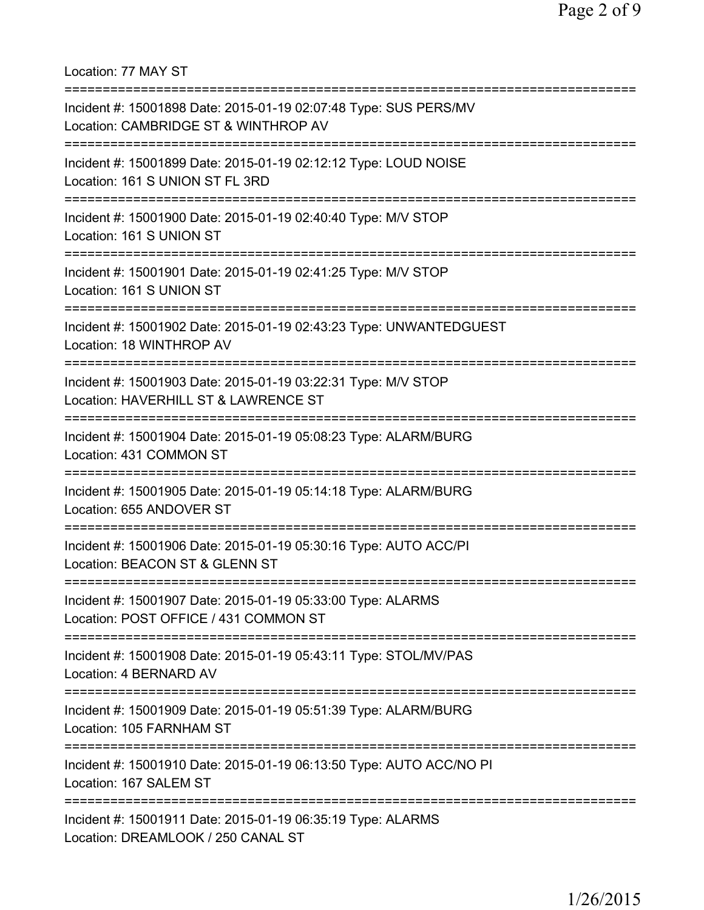Location: 77 MAY ST

===========================================================================

Incident #: 15001898 Date: 2015-01-19 02:07:48 Type: SUS PERS/MV
Location: CAMBRIDGE ST & WINTHROP AV

===========================================================================

Incident #: 15001899 Date: 2015-01-19 02:12:12 Type: LOUD NOISE
Location: 161 S UNION ST FL 3RD

===========================================================================

Incident #: 15001900 Date: 2015-01-19 02:40:40 Type: M/V STOP
Location: 161 S UNION ST

===========================================================================

Incident #: 15001901 Date: 2015-01-19 02:41:25 Type: M/V STOP
Location: 161 S UNION ST

===========================================================================

Incident #: 15001902 Date: 2015-01-19 02:43:23 Type: UNWANTEDGUEST
Location: 18 WINTHROP AV

===========================================================================

Incident #: 15001903 Date: 2015-01-19 03:22:31 Type: M/V STOP
Location: HAVERHILL ST & LAWRENCE ST

===========================================================================

Incident #: 15001904 Date: 2015-01-19 05:08:23 Type: ALARM/BURG
Location: 431 COMMON ST

===========================================================================

Incident #: 15001905 Date: 2015-01-19 05:14:18 Type: ALARM/BURG
Location: 655 ANDOVER ST

===========================================================================

Incident #: 15001906 Date: 2015-01-19 05:30:16 Type: AUTO ACC/PI
Location: BEACON ST & GLENN ST

===========================================================================

Incident #: 15001907 Date: 2015-01-19 05:33:00 Type: ALARMS
Location: POST OFFICE / 431 COMMON ST

===========================================================================

Incident #: 15001908 Date: 2015-01-19 05:43:11 Type: STOL/MV/PAS
Location: 4 BERNARD AV

===========================================================================

Incident #: 15001909 Date: 2015-01-19 05:51:39 Type: ALARM/BURG
Location: 105 FARNHAM ST

===========================================================================

Incident #: 15001910 Date: 2015-01-19 06:13:50 Type: AUTO ACC/NO PI
Location: 167 SALEM ST

===========================================================================

Incident #: 15001911 Date: 2015-01-19 06:35:19 Type: ALARMS
Location: DREAMLOOK / 250 CANAL ST

1/26/2015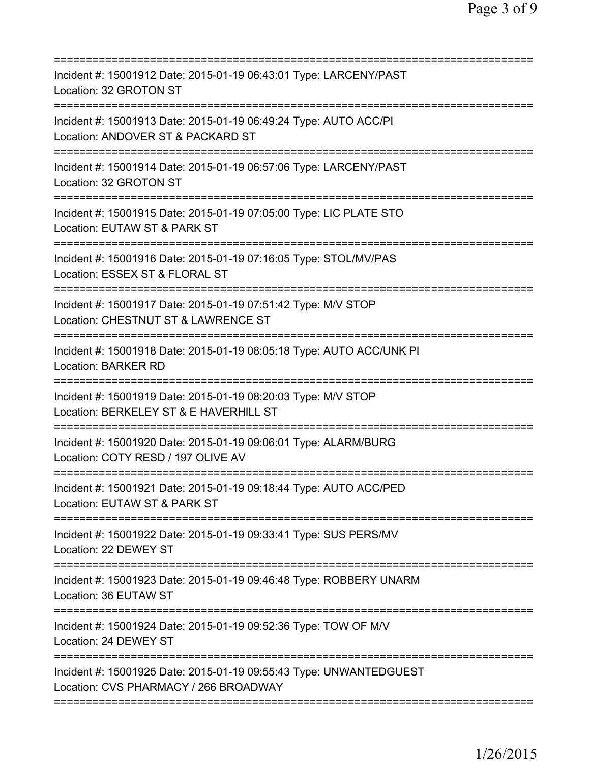===========================================================================
Incident #: 15001912 Date: 2015-01-19 06:43:01 Type: LARCENY/PAST
Location: 32 GROTON ST
===========================================================================
Incident #: 15001913 Date: 2015-01-19 06:49:24 Type: AUTO ACC/PI
Location: ANDOVER ST & PACKARD ST
===========================================================================
Incident #: 15001914 Date: 2015-01-19 06:57:06 Type: LARCENY/PAST
Location: 32 GROTON ST
===========================================================================
Incident #: 15001915 Date: 2015-01-19 07:05:00 Type: LIC PLATE STO
Location: EUTAW ST & PARK ST
===========================================================================
Incident #: 15001916 Date: 2015-01-19 07:16:05 Type: STOL/MV/PAS
Location: ESSEX ST & FLORAL ST
===========================================================================
Incident #: 15001917 Date: 2015-01-19 07:51:42 Type: M/V STOP
Location: CHESTNUT ST & LAWRENCE ST
===========================================================================
Incident #: 15001918 Date: 2015-01-19 08:05:18 Type: AUTO ACC/UNK PI
Location: BARKER RD
===========================================================================
Incident #: 15001919 Date: 2015-01-19 08:20:03 Type: M/V STOP
Location: BERKELEY ST & E HAVERHILL ST
===========================================================================
Incident #: 15001920 Date: 2015-01-19 09:06:01 Type: ALARM/BURG
Location: COTY RESD / 197 OLIVE AV
===========================================================================
Incident #: 15001921 Date: 2015-01-19 09:18:44 Type: AUTO ACC/PED
Location: EUTAW ST & PARK ST
===========================================================================
Incident #: 15001922 Date: 2015-01-19 09:33:41 Type: SUS PERS/MV
Location: 22 DEWEY ST
===========================================================================
Incident #: 15001923 Date: 2015-01-19 09:46:48 Type: ROBBERY UNARM
Location: 36 EUTAW ST
===========================================================================
Incident #: 15001924 Date: 2015-01-19 09:52:36 Type: TOW OF M/V
Location: 24 DEWEY ST
===========================================================================
Incident #: 15001925 Date: 2015-01-19 09:55:43 Type: UNWANTEDGUEST
Location: CVS PHARMACY / 266 BROADWAY
===========================================================================

1/26/2015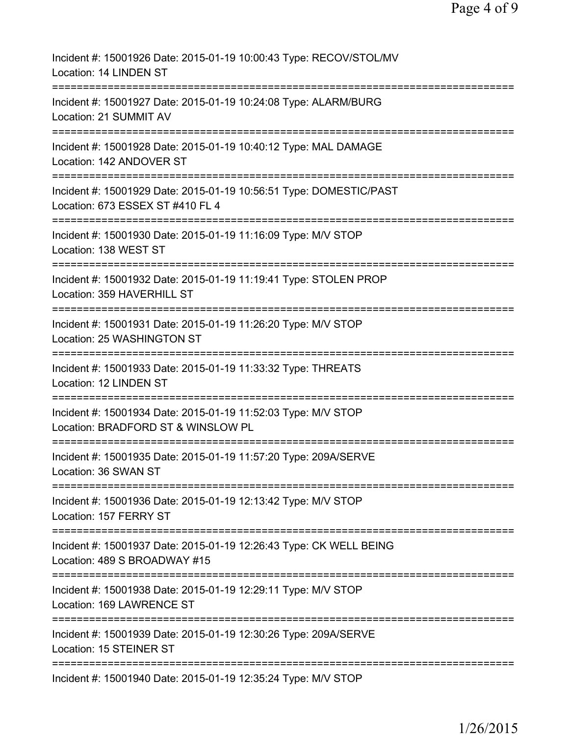Incident #: 15001926 Date: 2015-01-19 10:00:43 Type: RECOV/STOL/MV
Location: 14 LINDEN ST
===========================================================================
Incident #: 15001927 Date: 2015-01-19 10:24:08 Type: ALARM/BURG
Location: 21 SUMMIT AV
===========================================================================
Incident #: 15001928 Date: 2015-01-19 10:40:12 Type: MAL DAMAGE
Location: 142 ANDOVER ST
===========================================================================
Incident #: 15001929 Date: 2015-01-19 10:56:51 Type: DOMESTIC/PAST
Location: 673 ESSEX ST #410 FL 4
===========================================================================
Incident #: 15001930 Date: 2015-01-19 11:16:09 Type: M/V STOP
Location: 138 WEST ST
===========================================================================
Incident #: 15001932 Date: 2015-01-19 11:19:41 Type: STOLEN PROP
Location: 359 HAVERHILL ST
===========================================================================
Incident #: 15001931 Date: 2015-01-19 11:26:20 Type: M/V STOP
Location: 25 WASHINGTON ST
===========================================================================
Incident #: 15001933 Date: 2015-01-19 11:33:32 Type: THREATS
Location: 12 LINDEN ST
===========================================================================
Incident #: 15001934 Date: 2015-01-19 11:52:03 Type: M/V STOP
Location: BRADFORD ST & WINSLOW PL
===========================================================================
Incident #: 15001935 Date: 2015-01-19 11:57:20 Type: 209A/SERVE
Location: 36 SWAN ST
===========================================================================
Incident #: 15001936 Date: 2015-01-19 12:13:42 Type: M/V STOP
Location: 157 FERRY ST
===========================================================================
Incident #: 15001937 Date: 2015-01-19 12:26:43 Type: CK WELL BEING
Location: 489 S BROADWAY #15
===========================================================================
Incident #: 15001938 Date: 2015-01-19 12:29:11 Type: M/V STOP
Location: 169 LAWRENCE ST
===========================================================================
Incident #: 15001939 Date: 2015-01-19 12:30:26 Type: 209A/SERVE
Location: 15 STEINER ST
===========================================================================
Incident #: 15001940 Date: 2015-01-19 12:35:24 Type: M/V STOP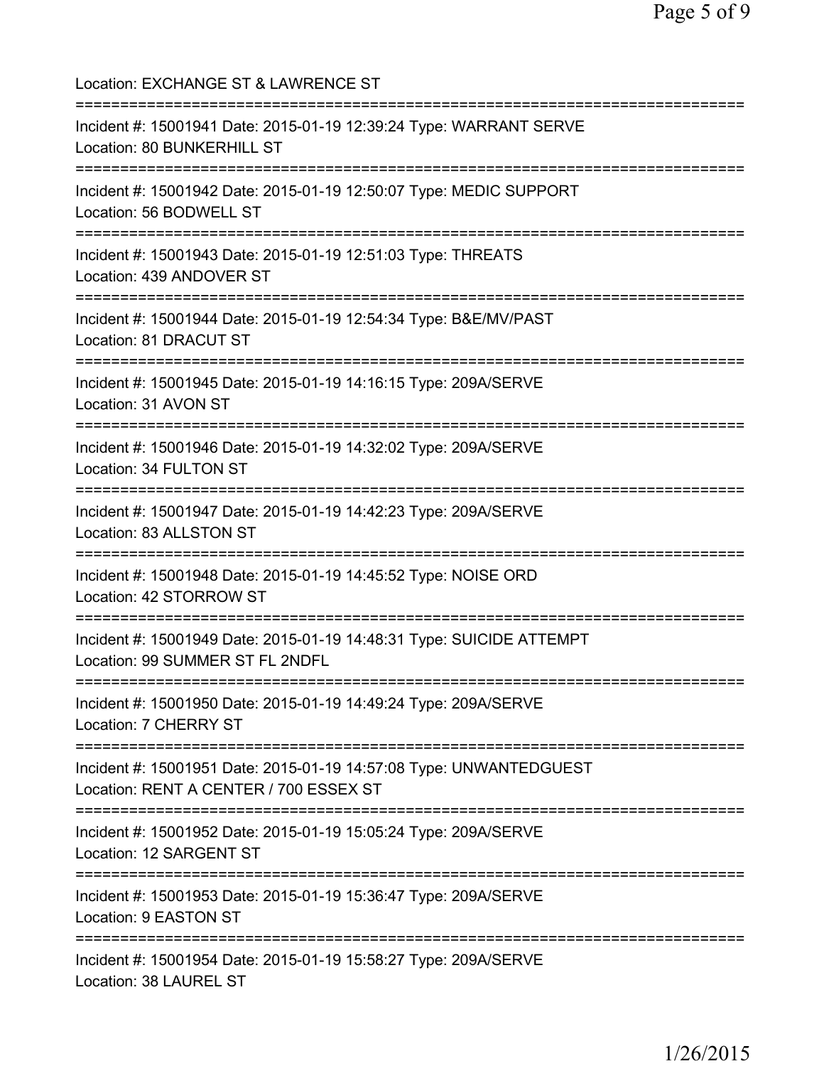Location: EXCHANGE ST & LAWRENCE ST

===========================================================================

Incident #: 15001941 Date: 2015-01-19 12:39:24 Type: WARRANT SERVE
Location: 80 BUNKERHILL ST

===========================================================================

Incident #: 15001942 Date: 2015-01-19 12:50:07 Type: MEDIC SUPPORT
Location: 56 BODWELL ST

===========================================================================

Incident #: 15001943 Date: 2015-01-19 12:51:03 Type: THREATS
Location: 439 ANDOVER ST

===========================================================================

Incident #: 15001944 Date: 2015-01-19 12:54:34 Type: B&E/MV/PAST
Location: 81 DRACUT ST

===========================================================================

Incident #: 15001945 Date: 2015-01-19 14:16:15 Type: 209A/SERVE
Location: 31 AVON ST

===========================================================================

Incident #: 15001946 Date: 2015-01-19 14:32:02 Type: 209A/SERVE
Location: 34 FULTON ST

===========================================================================

Incident #: 15001947 Date: 2015-01-19 14:42:23 Type: 209A/SERVE
Location: 83 ALLSTON ST

===========================================================================

Incident #: 15001948 Date: 2015-01-19 14:45:52 Type: NOISE ORD
Location: 42 STORROW ST

===========================================================================

Incident #: 15001949 Date: 2015-01-19 14:48:31 Type: SUICIDE ATTEMPT
Location: 99 SUMMER ST FL 2NDFL

===========================================================================

Incident #: 15001950 Date: 2015-01-19 14:49:24 Type: 209A/SERVE
Location: 7 CHERRY ST

===========================================================================

Incident #: 15001951 Date: 2015-01-19 14:57:08 Type: UNWANTEDGUEST
Location: RENT A CENTER / 700 ESSEX ST

===========================================================================

Incident #: 15001952 Date: 2015-01-19 15:05:24 Type: 209A/SERVE
Location: 12 SARGENT ST

===========================================================================

Incident #: 15001953 Date: 2015-01-19 15:36:47 Type: 209A/SERVE
Location: 9 EASTON ST

===========================================================================

Incident #: 15001954 Date: 2015-01-19 15:58:27 Type: 209A/SERVE
Location: 38 LAUREL ST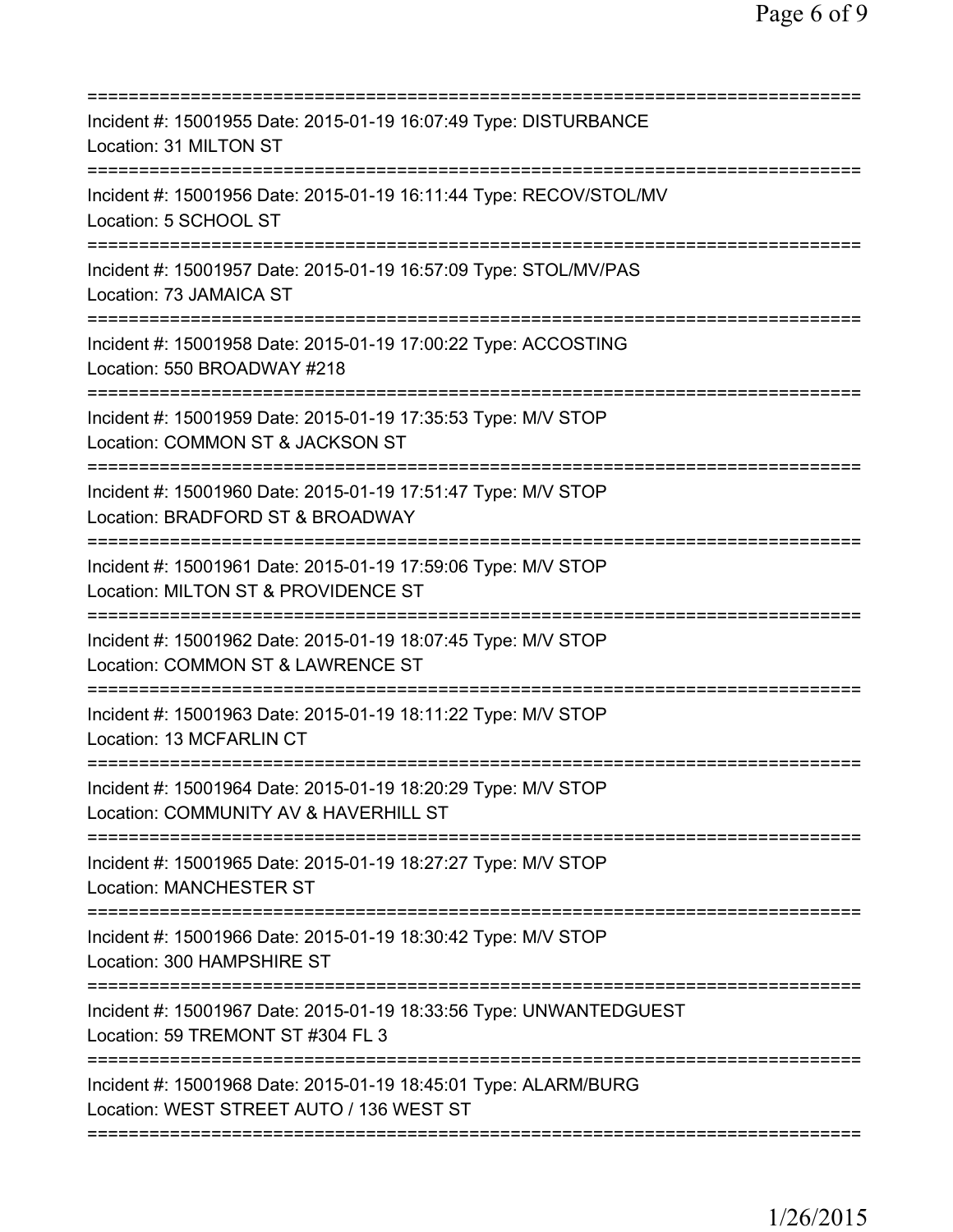==========================================================================
Incident #: 15001955 Date: 2015-01-19 16:07:49 Type: DISTURBANCE
Location: 31 MILTON ST
==========================================================================
Incident #: 15001956 Date: 2015-01-19 16:11:44 Type: RECOV/STOL/MV
Location: 5 SCHOOL ST
==========================================================================
Incident #: 15001957 Date: 2015-01-19 16:57:09 Type: STOL/MV/PAS
Location: 73 JAMAICA ST
==========================================================================
Incident #: 15001958 Date: 2015-01-19 17:00:22 Type: ACCOSTING
Location: 550 BROADWAY #218
==========================================================================
Incident #: 15001959 Date: 2015-01-19 17:35:53 Type: M/V STOP
Location: COMMON ST & JACKSON ST
==========================================================================
Incident #: 15001960 Date: 2015-01-19 17:51:47 Type: M/V STOP
Location: BRADFORD ST & BROADWAY
==========================================================================
Incident #: 15001961 Date: 2015-01-19 17:59:06 Type: M/V STOP
Location: MILTON ST & PROVIDENCE ST
==========================================================================
Incident #: 15001962 Date: 2015-01-19 18:07:45 Type: M/V STOP
Location: COMMON ST & LAWRENCE ST
==========================================================================
Incident #: 15001963 Date: 2015-01-19 18:11:22 Type: M/V STOP
Location: 13 MCFARLIN CT
==========================================================================
Incident #: 15001964 Date: 2015-01-19 18:20:29 Type: M/V STOP
Location: COMMUNITY AV & HAVERHILL ST
==========================================================================
Incident #: 15001965 Date: 2015-01-19 18:27:27 Type: M/V STOP
Location: MANCHESTER ST
==========================================================================
Incident #: 15001966 Date: 2015-01-19 18:30:42 Type: M/V STOP
Location: 300 HAMPSHIRE ST
==========================================================================
Incident #: 15001967 Date: 2015-01-19 18:33:56 Type: UNWANTEDGUEST
Location: 59 TREMONT ST #304 FL 3
==========================================================================
Incident #: 15001968 Date: 2015-01-19 18:45:01 Type: ALARM/BURG
Location: WEST STREET AUTO / 136 WEST ST
==========================================================================

1/26/2015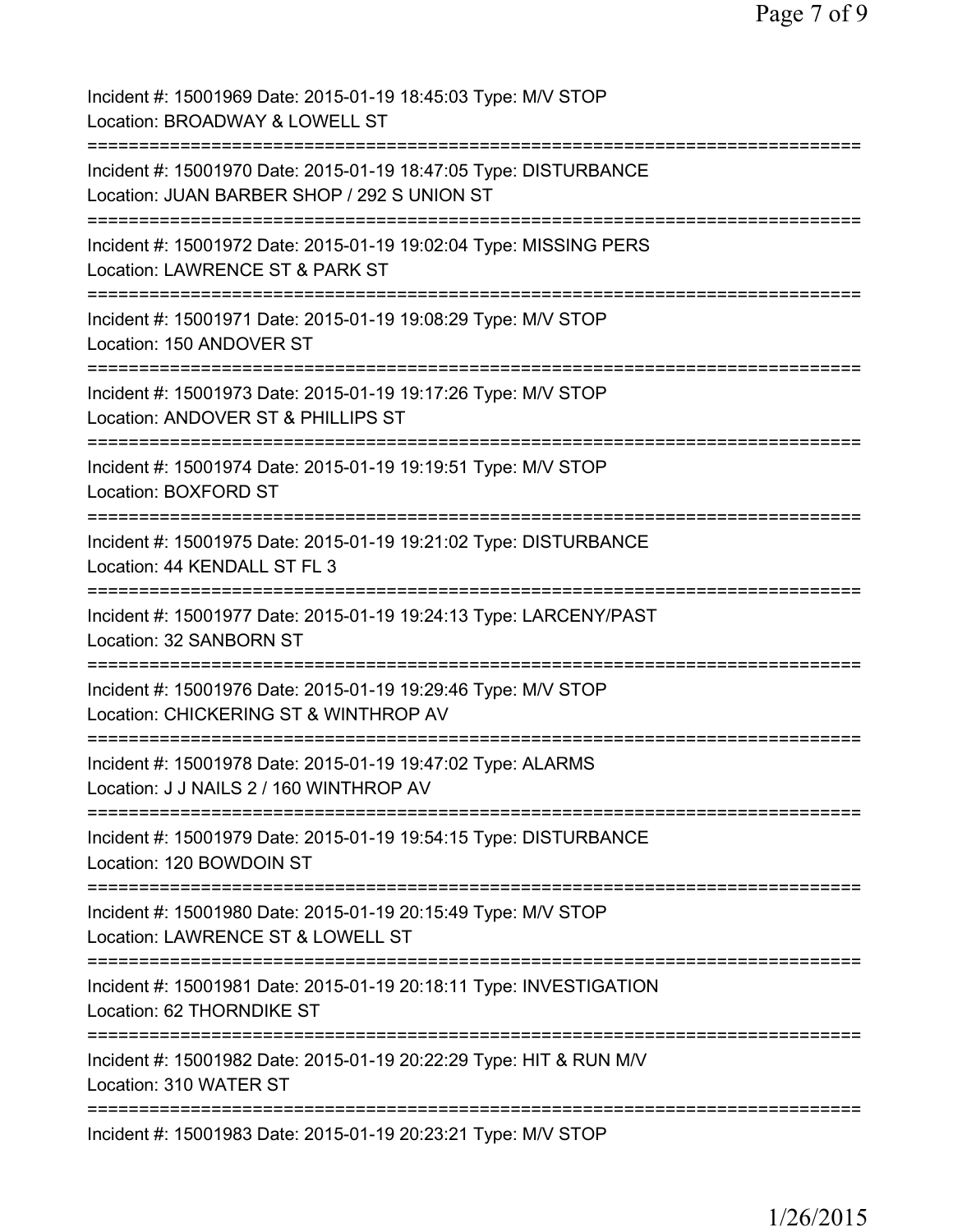Incident #: 15001969 Date: 2015-01-19 18:45:03 Type: M/V STOP
Location: BROADWAY & LOWELL ST
===========================================================================
Incident #: 15001970 Date: 2015-01-19 18:47:05 Type: DISTURBANCE
Location: JUAN BARBER SHOP / 292 S UNION ST
===========================================================================
Incident #: 15001972 Date: 2015-01-19 19:02:04 Type: MISSING PERS
Location: LAWRENCE ST & PARK ST
===========================================================================
Incident #: 15001971 Date: 2015-01-19 19:08:29 Type: M/V STOP
Location: 150 ANDOVER ST
===========================================================================
Incident #: 15001973 Date: 2015-01-19 19:17:26 Type: M/V STOP
Location: ANDOVER ST & PHILLIPS ST
===========================================================================
Incident #: 15001974 Date: 2015-01-19 19:19:51 Type: M/V STOP
Location: BOXFORD ST
===========================================================================
Incident #: 15001975 Date: 2015-01-19 19:21:02 Type: DISTURBANCE
Location: 44 KENDALL ST FL 3
===========================================================================
Incident #: 15001977 Date: 2015-01-19 19:24:13 Type: LARCENY/PAST
Location: 32 SANBORN ST
===========================================================================
Incident #: 15001976 Date: 2015-01-19 19:29:46 Type: M/V STOP
Location: CHICKERING ST & WINTHROP AV
===========================================================================
Incident #: 15001978 Date: 2015-01-19 19:47:02 Type: ALARMS
Location: J J NAILS 2 / 160 WINTHROP AV
===========================================================================
Incident #: 15001979 Date: 2015-01-19 19:54:15 Type: DISTURBANCE
Location: 120 BOWDOIN ST
===========================================================================
Incident #: 15001980 Date: 2015-01-19 20:15:49 Type: M/V STOP
Location: LAWRENCE ST & LOWELL ST
===========================================================================
Incident #: 15001981 Date: 2015-01-19 20:18:11 Type: INVESTIGATION
Location: 62 THORNDIKE ST
===========================================================================
Incident #: 15001982 Date: 2015-01-19 20:22:29 Type: HIT & RUN M/V
Location: 310 WATER ST
===========================================================================
Incident #: 15001983 Date: 2015-01-19 20:23:21 Type: M/V STOP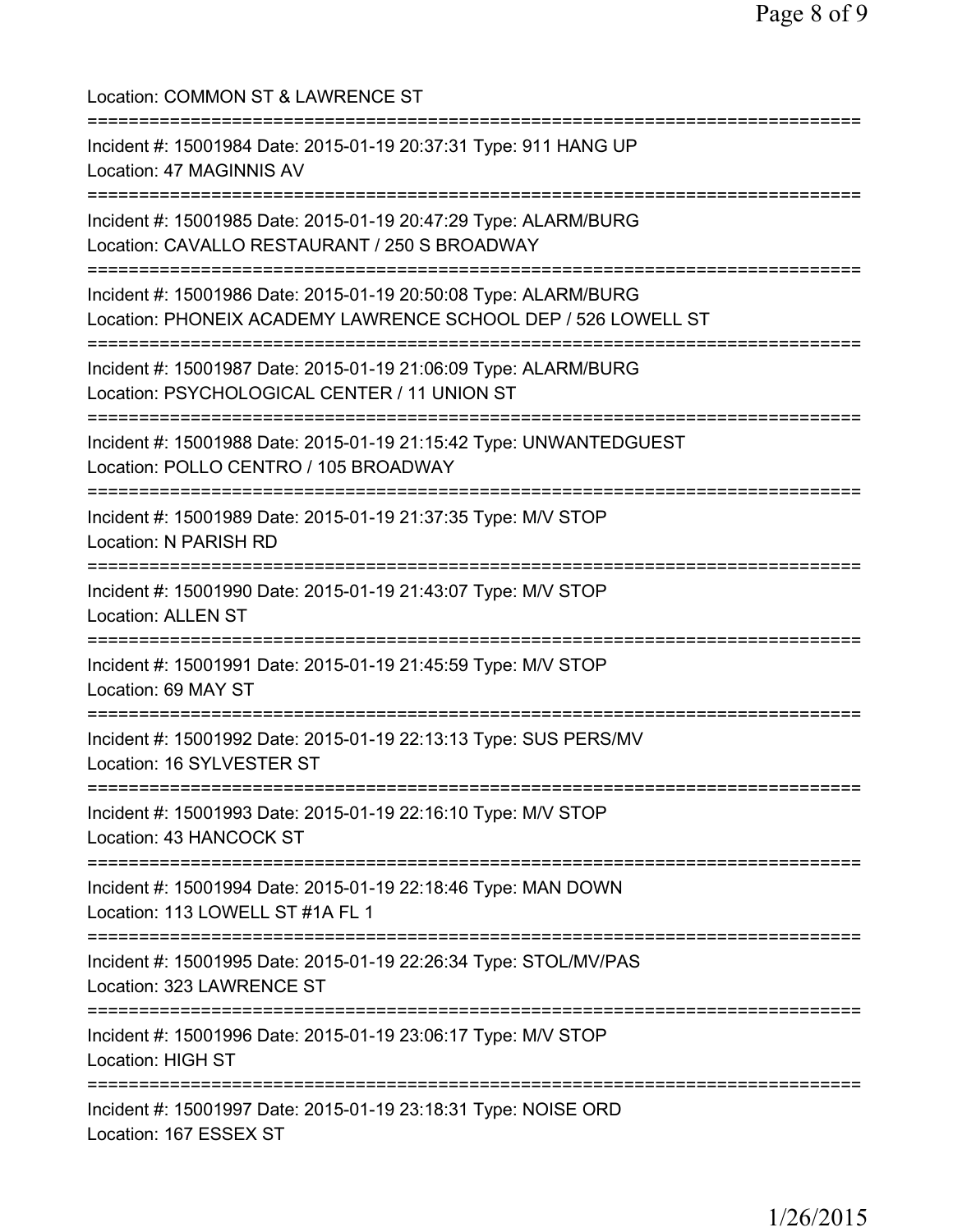Location: COMMON ST & LAWRENCE ST

===========================================================================

Incident #: 15001984 Date: 2015-01-19 20:37:31 Type: 911 HANG UP
Location: 47 MAGINNIS AV

===========================================================================

Incident #: 15001985 Date: 2015-01-19 20:47:29 Type: ALARM/BURG
Location: CAVALLO RESTAURANT / 250 S BROADWAY

===========================================================================

Incident #: 15001986 Date: 2015-01-19 20:50:08 Type: ALARM/BURG
Location: PHONEIX ACADEMY LAWRENCE SCHOOL DEP / 526 LOWELL ST

===========================================================================

Incident #: 15001987 Date: 2015-01-19 21:06:09 Type: ALARM/BURG
Location: PSYCHOLOGICAL CENTER / 11 UNION ST

===========================================================================

Incident #: 15001988 Date: 2015-01-19 21:15:42 Type: UNWANTEDGUEST
Location: POLLO CENTRO / 105 BROADWAY

===========================================================================

Incident #: 15001989 Date: 2015-01-19 21:37:35 Type: M/V STOP
Location: N PARISH RD

===========================================================================

Incident #: 15001990 Date: 2015-01-19 21:43:07 Type: M/V STOP
Location: ALLEN ST

===========================================================================

Incident #: 15001991 Date: 2015-01-19 21:45:59 Type: M/V STOP
Location: 69 MAY ST

===========================================================================

Incident #: 15001992 Date: 2015-01-19 22:13:13 Type: SUS PERS/MV
Location: 16 SYLVESTER ST

===========================================================================

Incident #: 15001993 Date: 2015-01-19 22:16:10 Type: M/V STOP
Location: 43 HANCOCK ST

===========================================================================

Incident #: 15001994 Date: 2015-01-19 22:18:46 Type: MAN DOWN
Location: 113 LOWELL ST #1A FL 1

===========================================================================

Incident #: 15001995 Date: 2015-01-19 22:26:34 Type: STOL/MV/PAS
Location: 323 LAWRENCE ST

===========================================================================

Incident #: 15001996 Date: 2015-01-19 23:06:17 Type: M/V STOP
Location: HIGH ST

===========================================================================

Incident #: 15001997 Date: 2015-01-19 23:18:31 Type: NOISE ORD
Location: 167 ESSEX ST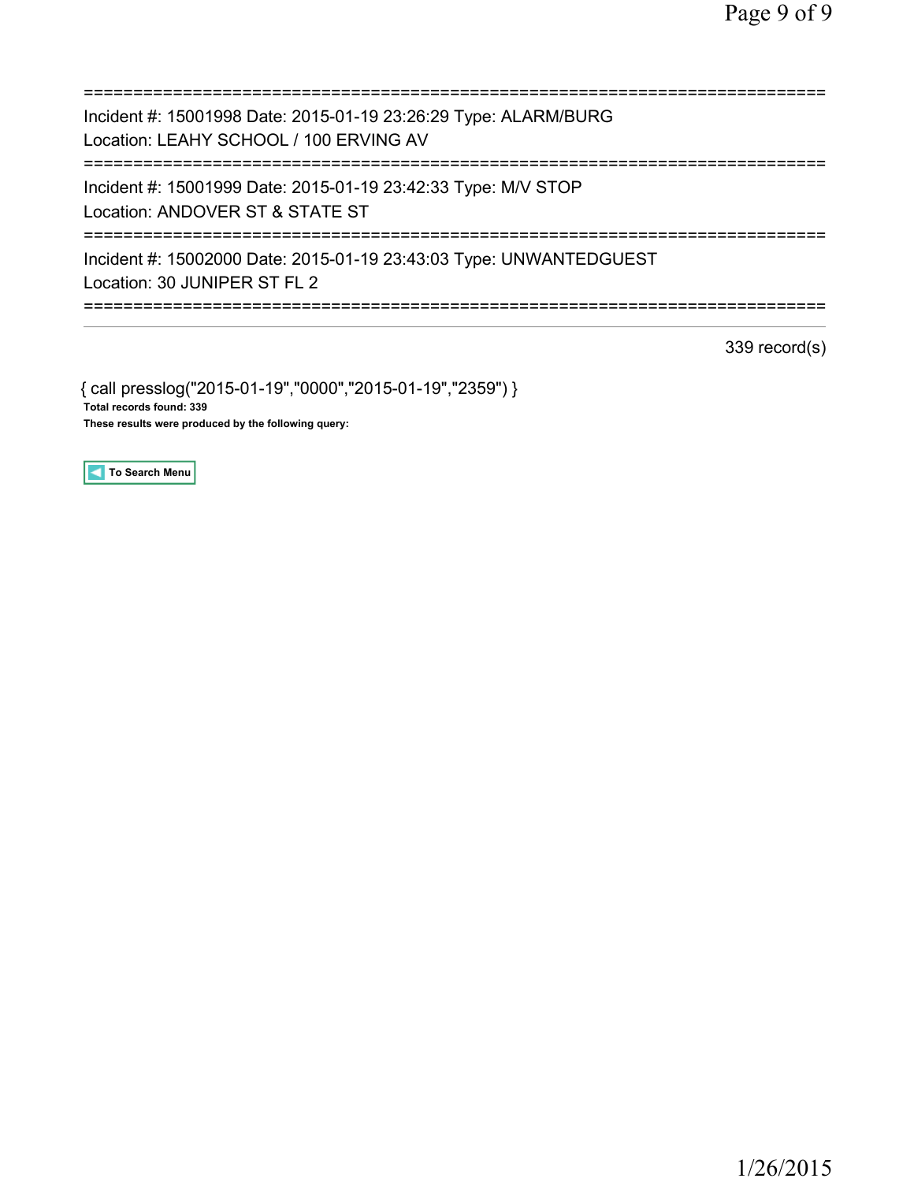===========================================================================

Incident #: 15001998 Date: 2015-01-19 23:26:29 Type: ALARM/BURG
Location: LEAHY SCHOOL / 100 ERVING AV

===========================================================================

Incident #: 15001999 Date: 2015-01-19 23:42:33 Type: M/V STOP
Location: ANDOVER ST & STATE ST

===========================================================================

Incident #: 15002000 Date: 2015-01-19 23:43:03 Type: UNWANTEDGUEST
Location: 30 JUNIPER ST FL 2

===========================================================================

339 record(s)

{ call presslog("2015-01-19","0000","2015-01-19","2359") }

**Total records found: 339**

**These results were produced by the following query:**

**To Search Menu**